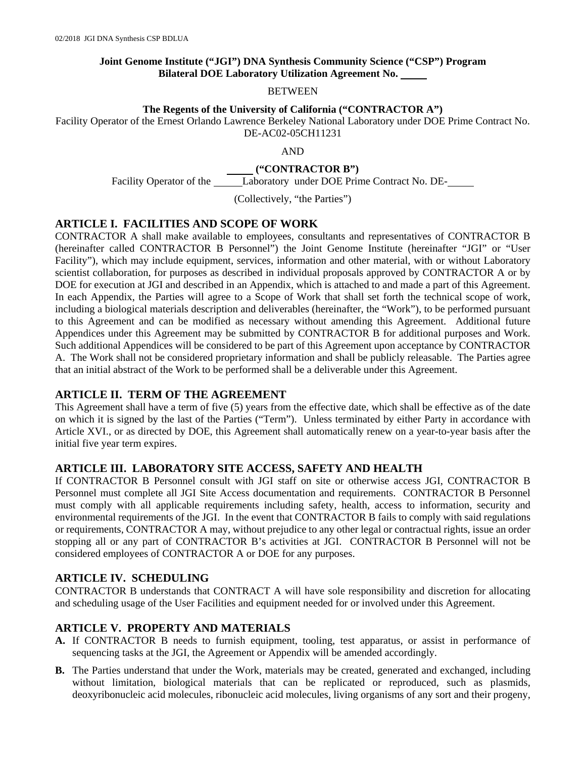**Joint Genome Institute ("JGI") DNA Synthesis Community Science ("CSP") Program**
**Bilateral DOE Laboratory Utilization Agreement No. _____**

BETWEEN

**The Regents of the University of California ("CONTRACTOR A")**
Facility Operator of the Ernest Orlando Lawrence Berkeley National Laboratory under DOE Prime Contract No. DE-AC02-05CH11231

AND

**_____ ("CONTRACTOR B")**
Facility Operator of the _____ Laboratory under DOE Prime Contract No. DE-_____

(Collectively, "the Parties")

## ARTICLE I. FACILITIES AND SCOPE OF WORK

CONTRACTOR A shall make available to employees, consultants and representatives of CONTRACTOR B (hereinafter called CONTRACTOR B Personnel") the Joint Genome Institute (hereinafter "JGI" or "User Facility"), which may include equipment, services, information and other material, with or without Laboratory scientist collaboration, for purposes as described in individual proposals approved by CONTRACTOR A or by DOE for execution at JGI and described in an Appendix, which is attached to and made a part of this Agreement. In each Appendix, the Parties will agree to a Scope of Work that shall set forth the technical scope of work, including a biological materials description and deliverables (hereinafter, the "Work"), to be performed pursuant to this Agreement and can be modified as necessary without amending this Agreement. Additional future Appendices under this Agreement may be submitted by CONTRACTOR B for additional purposes and Work. Such additional Appendices will be considered to be part of this Agreement upon acceptance by CONTRACTOR A. The Work shall not be considered proprietary information and shall be publicly releasable. The Parties agree that an initial abstract of the Work to be performed shall be a deliverable under this Agreement.

## ARTICLE II. TERM OF THE AGREEMENT

This Agreement shall have a term of five (5) years from the effective date, which shall be effective as of the date on which it is signed by the last of the Parties ("Term"). Unless terminated by either Party in accordance with Article XVI., or as directed by DOE, this Agreement shall automatically renew on a year-to-year basis after the initial five year term expires.

## ARTICLE III. LABORATORY SITE ACCESS, SAFETY AND HEALTH

If CONTRACTOR B Personnel consult with JGI staff on site or otherwise access JGI, CONTRACTOR B Personnel must complete all JGI Site Access documentation and requirements. CONTRACTOR B Personnel must comply with all applicable requirements including safety, health, access to information, security and environmental requirements of the JGI. In the event that CONTRACTOR B fails to comply with said regulations or requirements, CONTRACTOR A may, without prejudice to any other legal or contractual rights, issue an order stopping all or any part of CONTRACTOR B's activities at JGI. CONTRACTOR B Personnel will not be considered employees of CONTRACTOR A or DOE for any purposes.

## ARTICLE IV. SCHEDULING

CONTRACTOR B understands that CONTRACT A will have sole responsibility and discretion for allocating and scheduling usage of the User Facilities and equipment needed for or involved under this Agreement.

## ARTICLE V. PROPERTY AND MATERIALS

**A.** If CONTRACTOR B needs to furnish equipment, tooling, test apparatus, or assist in performance of sequencing tasks at the JGI, the Agreement or Appendix will be amended accordingly.

**B.** The Parties understand that under the Work, materials may be created, generated and exchanged, including without limitation, biological materials that can be replicated or reproduced, such as plasmids, deoxyribonucleic acid molecules, ribonucleic acid molecules, living organisms of any sort and their progeny,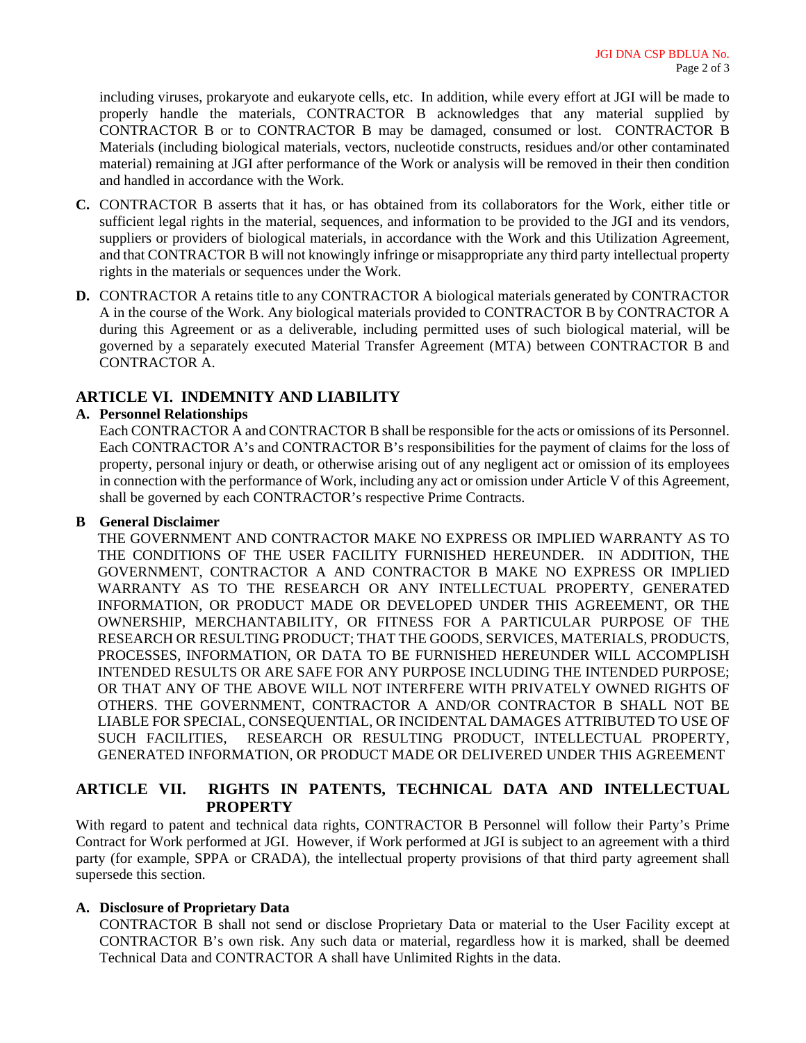including viruses, prokaryote and eukaryote cells, etc. In addition, while every effort at JGI will be made to properly handle the materials, CONTRACTOR B acknowledges that any material supplied by CONTRACTOR B or to CONTRACTOR B may be damaged, consumed or lost. CONTRACTOR B Materials (including biological materials, vectors, nucleotide constructs, residues and/or other contaminated material) remaining at JGI after performance of the Work or analysis will be removed in their then condition and handled in accordance with the Work.

**C.** CONTRACTOR B asserts that it has, or has obtained from its collaborators for the Work, either title or sufficient legal rights in the material, sequences, and information to be provided to the JGI and its vendors, suppliers or providers of biological materials, in accordance with the Work and this Utilization Agreement, and that CONTRACTOR B will not knowingly infringe or misappropriate any third party intellectual property rights in the materials or sequences under the Work.

**D.** CONTRACTOR A retains title to any CONTRACTOR A biological materials generated by CONTRACTOR A in the course of the Work. Any biological materials provided to CONTRACTOR B by CONTRACTOR A during this Agreement or as a deliverable, including permitted uses of such biological material, will be governed by a separately executed Material Transfer Agreement (MTA) between CONTRACTOR B and CONTRACTOR A.

## ARTICLE VI. INDEMNITY AND LIABILITY

**A. Personnel Relationships**

Each CONTRACTOR A and CONTRACTOR B shall be responsible for the acts or omissions of its Personnel. Each CONTRACTOR A's and CONTRACTOR B's responsibilities for the payment of claims for the loss of property, personal injury or death, or otherwise arising out of any negligent act or omission of its employees in connection with the performance of Work, including any act or omission under Article V of this Agreement, shall be governed by each CONTRACTOR's respective Prime Contracts.

**B General Disclaimer**

THE GOVERNMENT AND CONTRACTOR MAKE NO EXPRESS OR IMPLIED WARRANTY AS TO THE CONDITIONS OF THE USER FACILITY FURNISHED HEREUNDER. IN ADDITION, THE GOVERNMENT, CONTRACTOR A AND CONTRACTOR B MAKE NO EXPRESS OR IMPLIED WARRANTY AS TO THE RESEARCH OR ANY INTELLECTUAL PROPERTY, GENERATED INFORMATION, OR PRODUCT MADE OR DEVELOPED UNDER THIS AGREEMENT, OR THE OWNERSHIP, MERCHANTABILITY, OR FITNESS FOR A PARTICULAR PURPOSE OF THE RESEARCH OR RESULTING PRODUCT; THAT THE GOODS, SERVICES, MATERIALS, PRODUCTS, PROCESSES, INFORMATION, OR DATA TO BE FURNISHED HEREUNDER WILL ACCOMPLISH INTENDED RESULTS OR ARE SAFE FOR ANY PURPOSE INCLUDING THE INTENDED PURPOSE; OR THAT ANY OF THE ABOVE WILL NOT INTERFERE WITH PRIVATELY OWNED RIGHTS OF OTHERS. THE GOVERNMENT, CONTRACTOR A AND/OR CONTRACTOR B SHALL NOT BE LIABLE FOR SPECIAL, CONSEQUENTIAL, OR INCIDENTAL DAMAGES ATTRIBUTED TO USE OF SUCH FACILITIES, RESEARCH OR RESULTING PRODUCT, INTELLECTUAL PROPERTY, GENERATED INFORMATION, OR PRODUCT MADE OR DELIVERED UNDER THIS AGREEMENT

## ARTICLE VII. RIGHTS IN PATENTS, TECHNICAL DATA AND INTELLECTUAL PROPERTY

With regard to patent and technical data rights, CONTRACTOR B Personnel will follow their Party's Prime Contract for Work performed at JGI. However, if Work performed at JGI is subject to an agreement with a third party (for example, SPPA or CRADA), the intellectual property provisions of that third party agreement shall supersede this section.

**A. Disclosure of Proprietary Data**

CONTRACTOR B shall not send or disclose Proprietary Data or material to the User Facility except at CONTRACTOR B's own risk. Any such data or material, regardless how it is marked, shall be deemed Technical Data and CONTRACTOR A shall have Unlimited Rights in the data.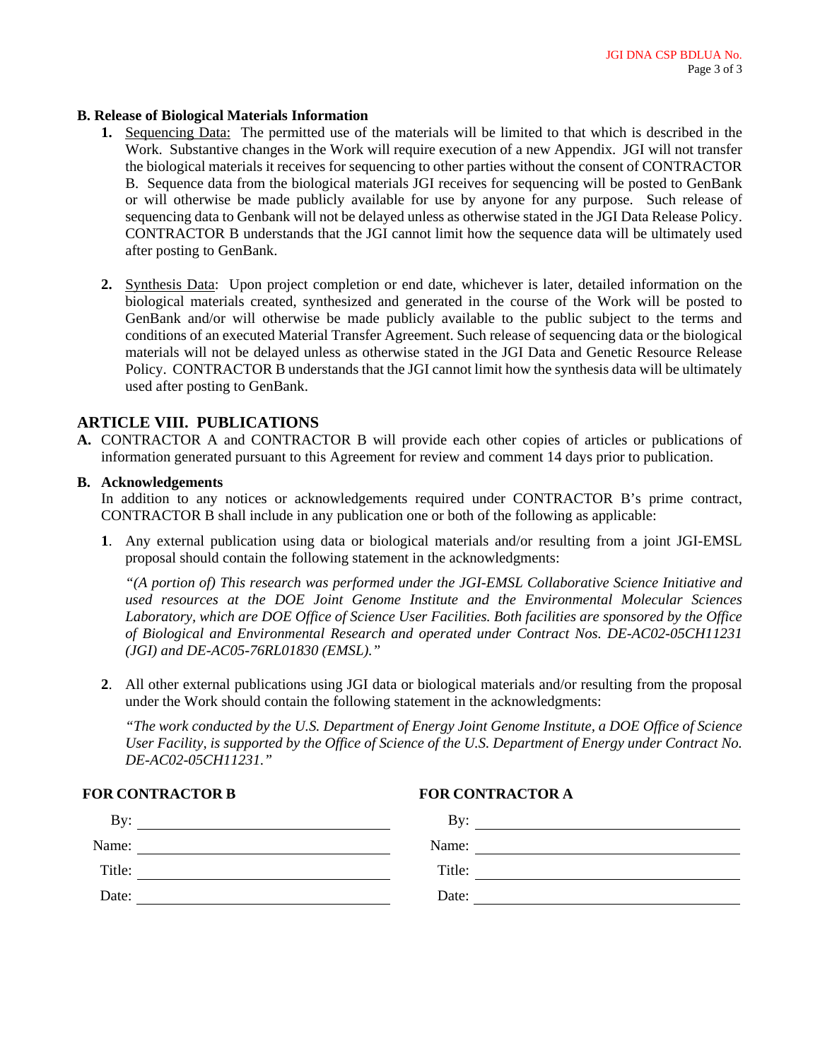### B. Release of Biological Materials Information

1. Sequencing Data: The permitted use of the materials will be limited to that which is described in the Work. Substantive changes in the Work will require execution of a new Appendix. JGI will not transfer the biological materials it receives for sequencing to other parties without the consent of CONTRACTOR B. Sequence data from the biological materials JGI receives for sequencing will be posted to GenBank or will otherwise be made publicly available for use by anyone for any purpose. Such release of sequencing data to Genbank will not be delayed unless as otherwise stated in the JGI Data Release Policy. CONTRACTOR B understands that the JGI cannot limit how the sequence data will be ultimately used after posting to GenBank.

2. Synthesis Data: Upon project completion or end date, whichever is later, detailed information on the biological materials created, synthesized and generated in the course of the Work will be posted to GenBank and/or will otherwise be made publicly available to the public subject to the terms and conditions of an executed Material Transfer Agreement. Such release of sequencing data or the biological materials will not be delayed unless as otherwise stated in the JGI Data and Genetic Resource Release Policy. CONTRACTOR B understands that the JGI cannot limit how the synthesis data will be ultimately used after posting to GenBank.

## ARTICLE VIII. PUBLICATIONS

**A.** CONTRACTOR A and CONTRACTOR B will provide each other copies of articles or publications of information generated pursuant to this Agreement for review and comment 14 days prior to publication.

**B. Acknowledgements**

In addition to any notices or acknowledgements required under CONTRACTOR B's prime contract, CONTRACTOR B shall include in any publication one or both of the following as applicable:

**1**. Any external publication using data or biological materials and/or resulting from a joint JGI-EMSL proposal should contain the following statement in the acknowledgments:

*"(A portion of) This research was performed under the JGI-EMSL Collaborative Science Initiative and used resources at the DOE Joint Genome Institute and the Environmental Molecular Sciences Laboratory, which are DOE Office of Science User Facilities. Both facilities are sponsored by the Office of Biological and Environmental Research and operated under Contract Nos. DE-AC02-05CH11231 (JGI) and DE-AC05-76RL01830 (EMSL)."*

**2**. All other external publications using JGI data or biological materials and/or resulting from the proposal under the Work should contain the following statement in the acknowledgments:

*"The work conducted by the U.S. Department of Energy Joint Genome Institute, a DOE Office of Science User Facility, is supported by the Office of Science of the U.S. Department of Energy under Contract No. DE-AC02-05CH11231."*

| FOR CONTRACTOR B | | FOR CONTRACTOR A | |
|---|---|---|---|
| By: | | By: | |
| Name: | | Name: | |
| Title: | | Title: | |
| Date: | | Date: | |